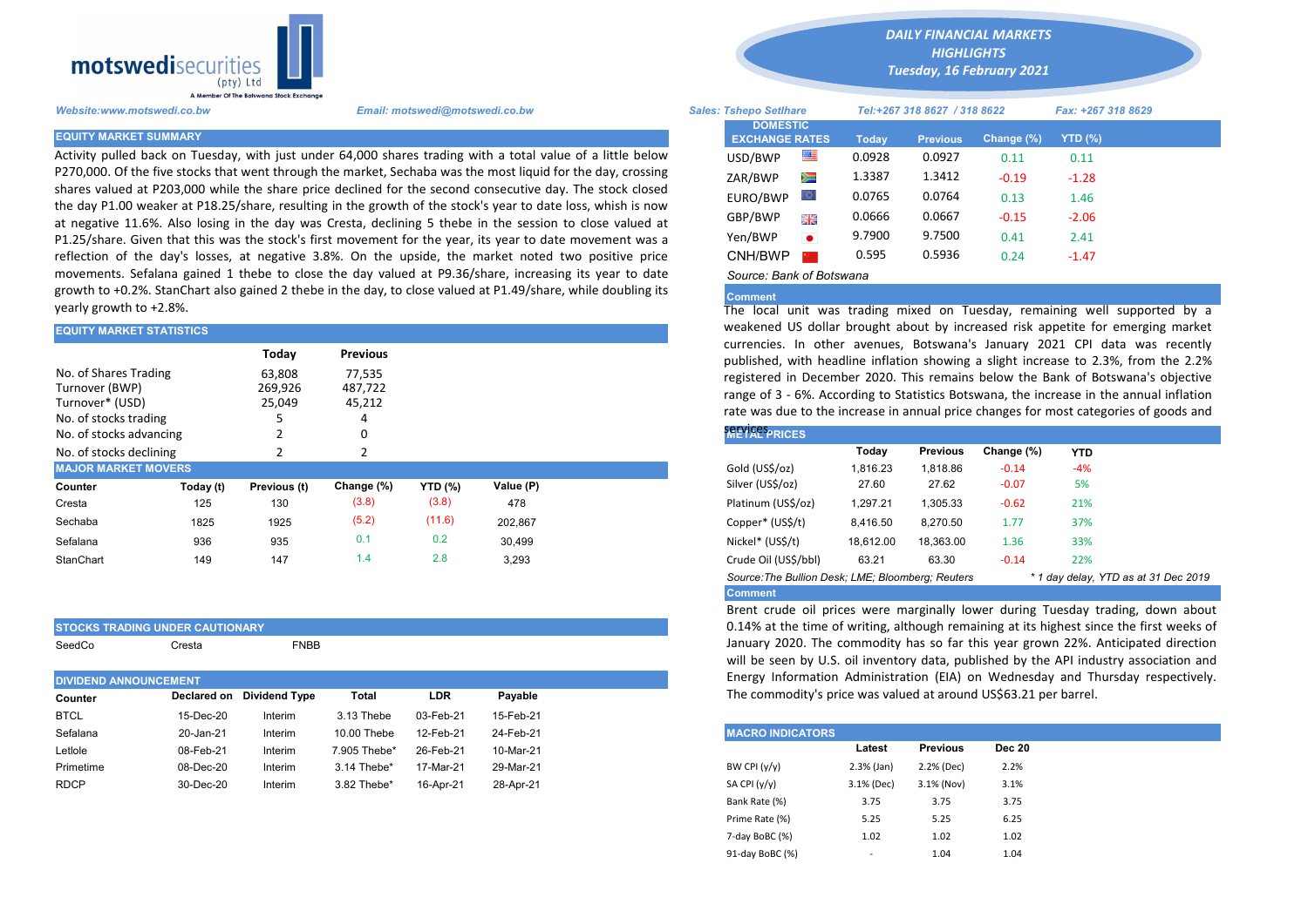motswedisecurities (pty) Ltd
A Member Of The Botswana Stock Exchange

# DAILY FINANCIAL MARKETS HIGHLIGHTS
## Tuesday, 16 February 2021

*Website:www.motswedi.co.bw* *Email: motswedi@motswedi.co.bw* *Sales: Tshepo Setlhare* *Tel:+267 318 8627 / 318 8622* *Fax: +267 318 8629*

## EQUITY MARKET SUMMARY

Activity pulled back on Tuesday, with just under 64,000 shares trading with a total value of a little below P270,000. Of the five stocks that went through the market, Sechaba was the most liquid for the day, crossing shares valued at P203,000 while the share price declined for the second consecutive day. The stock closed the day P1.00 weaker at P18.25/share, resulting in the growth of the stock's year to date loss, whish is now at negative 11.6%. Also losing in the day was Cresta, declining 5 thebe in the session to close valued at P1.25/share. Given that this was the stock's first movement for the year, its year to date movement was a reflection of the day's losses, at negative 3.8%. On the upside, the market noted two positive price movements. Sefalana gained 1 thebe to close the day valued at P9.36/share, increasing its year to date growth to +0.2%. StanChart also gained 2 thebe in the day, to close valued at P1.49/share, while doubling its yearly growth to +2.8%.

## EQUITY MARKET STATISTICS

| | Today | Previous |
|---|---|---|
| No. of Shares Trading | 63,808 | 77,535 |
| Turnover (BWP) | 269,926 | 487,722 |
| Turnover* (USD) | 25,049 | 45,212 |
| No. of stocks trading | 5 | 4 |
| No. of stocks advancing | 2 | 0 |
| No. of stocks declining | 2 | 2 |

## MAJOR MARKET MOVERS

| Counter | Today (t) | Previous (t) | Change (%) | YTD (%) | Value (P) |
|---|---|---|---|---|---|
| Cresta | 125 | 130 | (3.8) | (3.8) | 478 |
| Sechaba | 1825 | 1925 | (5.2) | (11.6) | 202,867 |
| Sefalana | 936 | 935 | 0.1 | 0.2 | 30,499 |
| StanChart | 149 | 147 | 1.4 | 2.8 | 3,293 |

## STOCKS TRADING UNDER CAUTIONARY

SeedCo Cresta FNBB

## DIVIDEND ANNOUNCEMENT

| Counter | Declared on | Dividend Type | Total | LDR | Payable |
|---|---|---|---|---|---|
| BTCL | 15-Dec-20 | Interim | 3.13 Thebe | 03-Feb-21 | 15-Feb-21 |
| Sefalana | 20-Jan-21 | Interim | 10.00 Thebe | 12-Feb-21 | 24-Feb-21 |
| Letlole | 08-Feb-21 | Interim | 7.905 Thebe* | 26-Feb-21 | 10-Mar-21 |
| Primetime | 08-Dec-20 | Interim | 3.14 Thebe* | 17-Mar-21 | 29-Mar-21 |
| RDCP | 30-Dec-20 | Interim | 3.82 Thebe* | 16-Apr-21 | 28-Apr-21 |

## DOMESTIC EXCHANGE RATES

| DOMESTIC EXCHANGE RATES | Today | Previous | Change (%) | YTD (%) |
|---|---|---|---|---|
| USD/BWP | 0.0928 | 0.0927 | 0.11 | 0.11 |
| ZAR/BWP | 1.3387 | 1.3412 | -0.19 | -1.28 |
| EURO/BWP | 0.0765 | 0.0764 | 0.13 | 1.46 |
| GBP/BWP | 0.0666 | 0.0667 | -0.15 | -2.06 |
| Yen/BWP | 9.7900 | 9.7500 | 0.41 | 2.41 |
| CNH/BWP | 0.595 | 0.5936 | 0.24 | -1.47 |

*Source: Bank of Botswana*

**Comment**

The local unit was trading mixed on Tuesday, remaining well supported by a weakened US dollar brought about by increased risk appetite for emerging market currencies. In other avenues, Botswana's January 2021 CPI data was recently published, with headline inflation showing a slight increase to 2.3%, from the 2.2% registered in December 2020. This remains below the Bank of Botswana's objective range of 3 - 6%. According to Statistics Botswana, the increase in the annual inflation rate was due to the increase in annual price changes for most categories of goods and services.

## METAL PRICES

| | Today | Previous | Change (%) | YTD |
|---|---|---|---|---|
| Gold (US$/oz) | 1,816.23 | 1,818.86 | -0.14 | -4% |
| Silver (US$/oz) | 27.60 | 27.62 | -0.07 | 5% |
| Platinum (US$/oz) | 1,297.21 | 1,305.33 | -0.62 | 21% |
| Copper* (US$/t) | 8,416.50 | 8,270.50 | 1.77 | 37% |
| Nickel* (US$/t) | 18,612.00 | 18,363.00 | 1.36 | 33% |
| Crude Oil (US$/bbl) | 63.21 | 63.30 | -0.14 | 22% |

*Source:The Bullion Desk; LME; Bloomberg; Reuters* *\* 1 day delay, YTD as at 31 Dec 2019*

**Comment**

Brent crude oil prices were marginally lower during Tuesday trading, down about 0.14% at the time of writing, although remaining at its highest since the first weeks of January 2020. The commodity has so far this year grown 22%. Anticipated direction will be seen by U.S. oil inventory data, published by the API industry association and Energy Information Administration (EIA) on Wednesday and Thursday respectively. The commodity's price was valued at around US$63.21 per barrel.

## MACRO INDICATORS

| | Latest | Previous | Dec 20 |
|---|---|---|---|
| BW CPI (y/y) | 2.3% (Jan) | 2.2% (Dec) | 2.2% |
| SA CPI (y/y) | 3.1% (Dec) | 3.1% (Nov) | 3.1% |
| Bank Rate (%) | 3.75 | 3.75 | 3.75 |
| Prime Rate (%) | 5.25 | 5.25 | 6.25 |
| 7-day BoBC (%) | 1.02 | 1.02 | 1.02 |
| 91-day BoBC (%) | - | 1.04 | 1.04 |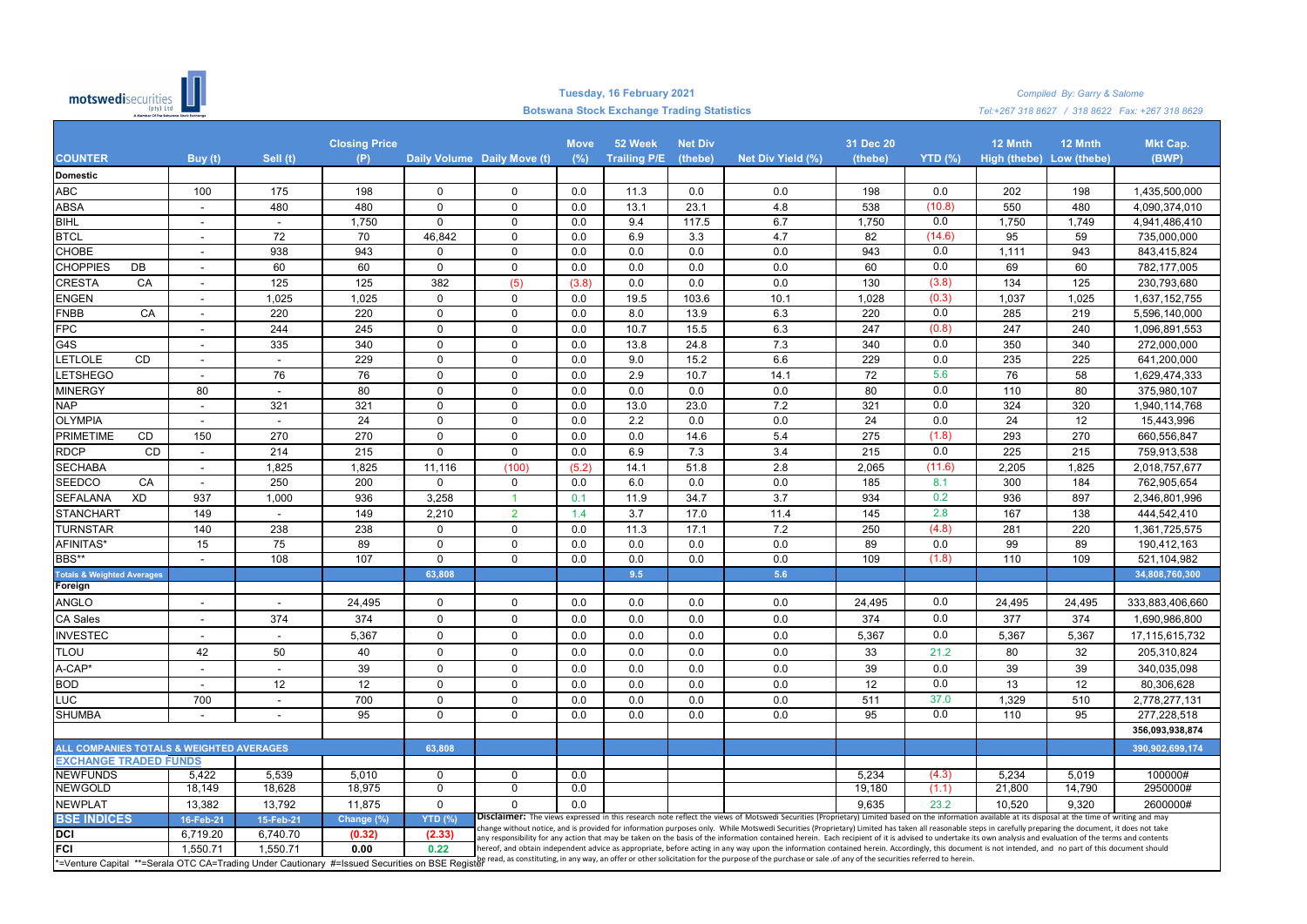motswedisecurities (pty) Ltd
A Member Of The Botswana Stock Exchange

**Tuesday, 16 February 2021**
**Botswana Stock Exchange Trading Statistics**

*Compiled By: Garry & Salome*
*Tel:+267 318 8627 / 318 8622 Fax: +267 318 8629*

| COUNTER | | Buy (t) | Sell (t) | Closing Price (P) | Daily Volume | Daily Move (t) | Move (%) | 52 Week Trailing P/E | Net Div (thebe) | Net Div Yield (%) | 31 Dec 20 (thebe) | YTD (%) | 12 Mnth High (thebe) | 12 Mnth Low (thebe) | Mkt Cap. (BWP) |
|---|---|---|---|---|---|---|---|---|---|---|---|---|---|---|---|
| **Domestic** | | | | | | | | | | | | | | | |
| ABC | | 100 | 175 | 198 | 0 | 0 | 0.0 | 11.3 | 0.0 | 0.0 | 198 | 0.0 | 202 | 198 | 1,435,500,000 |
| ABSA | | - | 480 | 480 | 0 | 0 | 0.0 | 13.1 | 23.1 | 4.8 | 538 | (10.8) | 550 | 480 | 4,090,374,010 |
| BIHL | | - | - | 1,750 | 0 | 0 | 0.0 | 9.4 | 117.5 | 6.7 | 1,750 | 0.0 | 1,750 | 1,749 | 4,941,486,410 |
| BTCL | | - | 72 | 70 | 46,842 | 0 | 0.0 | 6.9 | 3.3 | 4.7 | 82 | (14.6) | 95 | 59 | 735,000,000 |
| CHOBE | | - | 938 | 943 | 0 | 0 | 0.0 | 0.0 | 0.0 | 0.0 | 943 | 0.0 | 1,111 | 943 | 843,415,824 |
| CHOPPIES | DB | - | 60 | 60 | 0 | 0 | 0.0 | 0.0 | 0.0 | 0.0 | 60 | 0.0 | 69 | 60 | 782,177,005 |
| CRESTA | CA | - | 125 | 125 | 382 | (5) | (3.8) | 0.0 | 0.0 | 0.0 | 130 | (3.8) | 134 | 125 | 230,793,680 |
| ENGEN | | - | 1,025 | 1,025 | 0 | 0 | 0.0 | 19.5 | 103.6 | 10.1 | 1,028 | (0.3) | 1,037 | 1,025 | 1,637,152,755 |
| FNBB | CA | - | 220 | 220 | 0 | 0 | 0.0 | 8.0 | 13.9 | 6.3 | 220 | 0.0 | 285 | 219 | 5,596,140,000 |
| FPC | | - | 244 | 245 | 0 | 0 | 0.0 | 10.7 | 15.5 | 6.3 | 247 | (0.8) | 247 | 240 | 1,096,891,553 |
| G4S | | - | 335 | 340 | 0 | 0 | 0.0 | 13.8 | 24.8 | 7.3 | 340 | 0.0 | 350 | 340 | 272,000,000 |
| LETLOLE | CD | - | - | 229 | 0 | 0 | 0.0 | 9.0 | 15.2 | 6.6 | 229 | 0.0 | 235 | 225 | 641,200,000 |
| LETSHEGO | | - | 76 | 76 | 0 | 0 | 0.0 | 2.9 | 10.7 | 14.1 | 72 | 5.6 | 76 | 58 | 1,629,474,333 |
| MINERGY | | 80 | - | 80 | 0 | 0 | 0.0 | 0.0 | 0.0 | 0.0 | 80 | 0.0 | 110 | 80 | 375,980,107 |
| NAP | | - | 321 | 321 | 0 | 0 | 0.0 | 13.0 | 23.0 | 7.2 | 321 | 0.0 | 324 | 320 | 1,940,114,768 |
| OLYMPIA | | - | - | 24 | 0 | 0 | 0.0 | 2.2 | 0.0 | 0.0 | 24 | 0.0 | 24 | 12 | 15,443,996 |
| PRIMETIME | CD | 150 | 270 | 270 | 0 | 0 | 0.0 | 0.0 | 14.6 | 5.4 | 275 | (1.8) | 293 | 270 | 660,556,847 |
| RDCP | CD | - | 214 | 215 | 0 | 0 | 0.0 | 6.9 | 7.3 | 3.4 | 215 | 0.0 | 225 | 215 | 759,913,538 |
| SECHABA | | - | 1,825 | 1,825 | 11,116 | (100) | (5.2) | 14.1 | 51.8 | 2.8 | 2,065 | (11.6) | 2,205 | 1,825 | 2,018,757,677 |
| SEEDCO | CA | - | 250 | 200 | 0 | 0 | 0.0 | 6.0 | 0.0 | 0.0 | 185 | 8.1 | 300 | 184 | 762,905,654 |
| SEFALANA | XD | 937 | 1,000 | 936 | 3,258 | 1 | 0.1 | 11.9 | 34.7 | 3.7 | 934 | 0.2 | 936 | 897 | 2,346,801,996 |
| STANCHART | | 149 | - | 149 | 2,210 | 2 | 1.4 | 3.7 | 17.0 | 11.4 | 145 | 2.8 | 167 | 138 | 444,542,410 |
| TURNSTAR | | 140 | 238 | 238 | 0 | 0 | 0.0 | 11.3 | 17.1 | 7.2 | 250 | (4.8) | 281 | 220 | 1,361,725,575 |
| AFINITAS* | | 15 | 75 | 89 | 0 | 0 | 0.0 | 0.0 | 0.0 | 0.0 | 89 | 0.0 | 99 | 89 | 190,412,163 |
| BBS** | | - | 108 | 107 | 0 | 0 | 0.0 | 0.0 | 0.0 | 0.0 | 109 | (1.8) | 110 | 109 | 521,104,982 |
| **Totals & Weighted Averages** | | | | | **63,808** | | | **9.5** | | **5.6** | | | | | **34,808,760,300** |
| **Foreign** | | | | | | | | | | | | | | | |
| ANGLO | | - | - | 24,495 | 0 | 0 | 0.0 | 0.0 | 0.0 | 0.0 | 24,495 | 0.0 | 24,495 | 24,495 | 333,883,406,660 |
| CA Sales | | - | 374 | 374 | 0 | 0 | 0.0 | 0.0 | 0.0 | 0.0 | 374 | 0.0 | 377 | 374 | 1,690,986,800 |
| INVESTEC | | - | - | 5,367 | 0 | 0 | 0.0 | 0.0 | 0.0 | 0.0 | 5,367 | 0.0 | 5,367 | 5,367 | 17,115,615,732 |
| TLOU | | 42 | 50 | 40 | 0 | 0 | 0.0 | 0.0 | 0.0 | 0.0 | 33 | 21.2 | 80 | 32 | 205,310,824 |
| A-CAP* | | - | - | 39 | 0 | 0 | 0.0 | 0.0 | 0.0 | 0.0 | 39 | 0.0 | 39 | 39 | 340,035,098 |
| BOD | | - | 12 | 12 | 0 | 0 | 0.0 | 0.0 | 0.0 | 0.0 | 12 | 0.0 | 13 | 12 | 80,306,628 |
| LUC | | 700 | - | 700 | 0 | 0 | 0.0 | 0.0 | 0.0 | 0.0 | 511 | 37.0 | 1,329 | 510 | 2,778,277,131 |
| SHUMBA | | - | - | 95 | 0 | 0 | 0.0 | 0.0 | 0.0 | 0.0 | 95 | 0.0 | 110 | 95 | 277,228,518 |
| | | | | | | | | | | | | | | | **356,093,938,874** |
| **ALL COMPANIES TOTALS & WEIGHTED AVERAGES** | | | | | **63,808** | | | | | | | | | | **390,902,699,174** |
| **EXCHANGE TRADED FUNDS** | | | | | | | | | | | | | | | |
| NEWFUNDS | | 5,422 | 5,539 | 5,010 | 0 | 0 | 0.0 | | | | 5,234 | (4.3) | 5,234 | 5,019 | 100000# |
| NEWGOLD | | 18,149 | 18,628 | 18,975 | 0 | 0 | 0.0 | | | | 19,180 | (1.1) | 21,800 | 14,790 | 2950000# |
| NEWPLAT | | 13,382 | 13,792 | 11,875 | 0 | 0 | 0.0 | | | | 9,635 | 23.2 | 10,520 | 9,320 | 2600000# |

| BSE INDICES | 16-Feb-21 | 15-Feb-21 | Change (%) | YTD (%) |
|---|---|---|---|---|
| DCI | 6,719.20 | 6,740.70 | (0.32) | (2.33) |
| FCI | 1,550.71 | 1,550.71 | 0.00 | 0.22 |

*=Venture Capital **=Serala OTC CA=Trading Under Cautionary #=Issued Securities on BSE Register

**Disclaimer:** The views expressed in this research note reflect the views of Motswedi Securities (Proprietary) Limited based on the information available at its disposal at the time of writing and may change without notice, and is provided for information purposes only. While Motswedi Securities (Proprietary) Limited has taken all reasonable steps in carefully preparing the document, it does not take any responsibility for any action that may be taken on the basis of the information contained herein. Each recipient of it is advised to undertake its own analysis and evaluation of the terms and contents hereof, and obtain independent advice as appropriate, before acting in any way upon the information contained herein. Accordingly, this document is not intended, and no part of this document should be read, as constituting, in any way, an offer or other solicitation for the purpose of the purchase or sale .of any of the securities referred to herein.